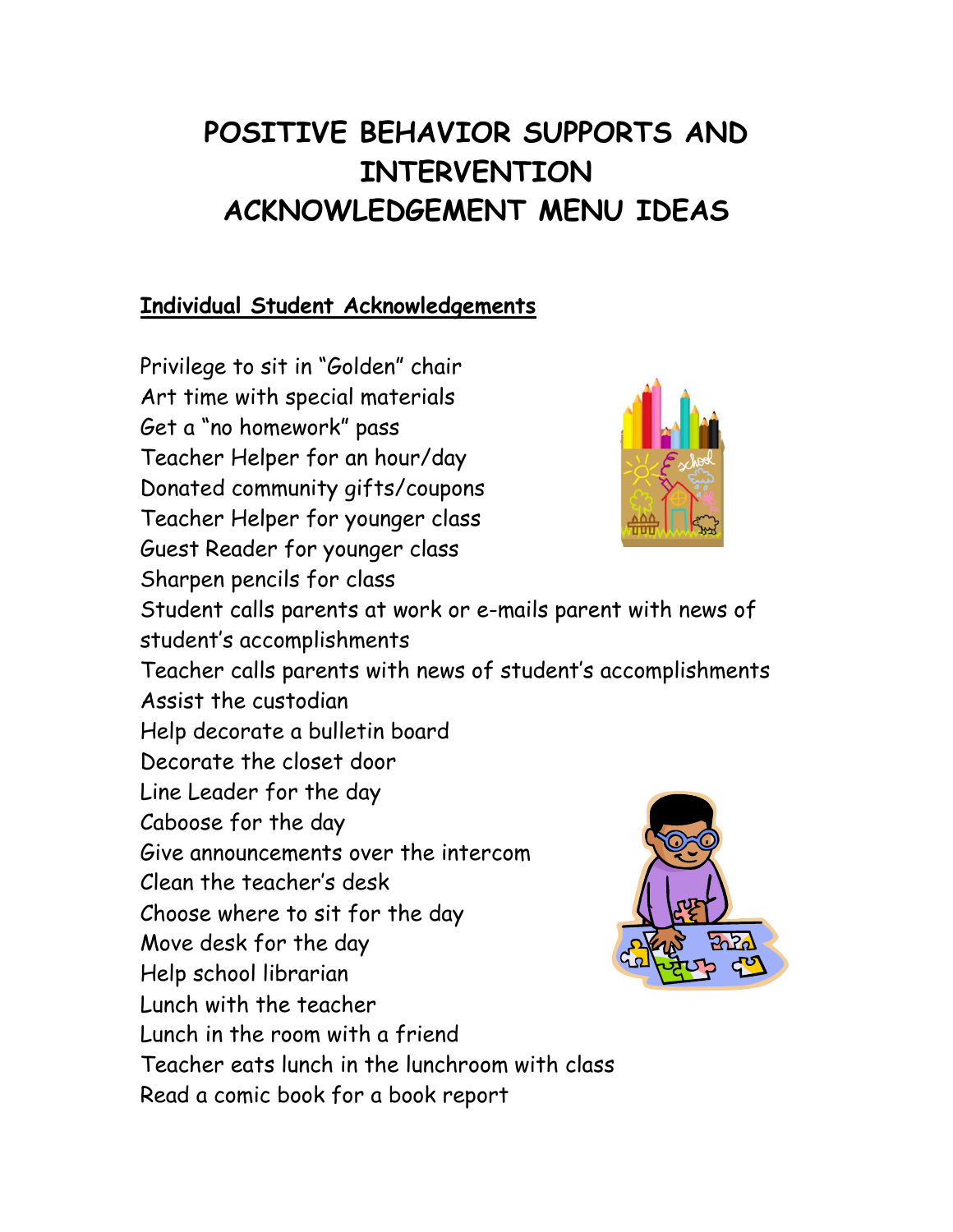# POSITIVE BEHAVIOR SUPPORTS AND INTERVENTION ACKNOWLEDGEMENT MENU IDEAS

## Individual Student Acknowledgements

Privilege to sit in "Golden" chair
Art time with special materials
Get a "no homework" pass
Teacher Helper for an hour/day
Donated community gifts/coupons
Teacher Helper for younger class
Guest Reader for younger class
Sharpen pencils for class
Student calls parents at work or e-mails parent with news of student's accomplishments
Teacher calls parents with news of student's accomplishments
Assist the custodian
Help decorate a bulletin board
Decorate the closet door
Line Leader for the day
Caboose for the day
Give announcements over the intercom
Clean the teacher's desk
Choose where to sit for the day
Move desk for the day
Help school librarian
Lunch with the teacher
Lunch in the room with a friend
Teacher eats lunch in the lunchroom with class
Read a comic book for a book report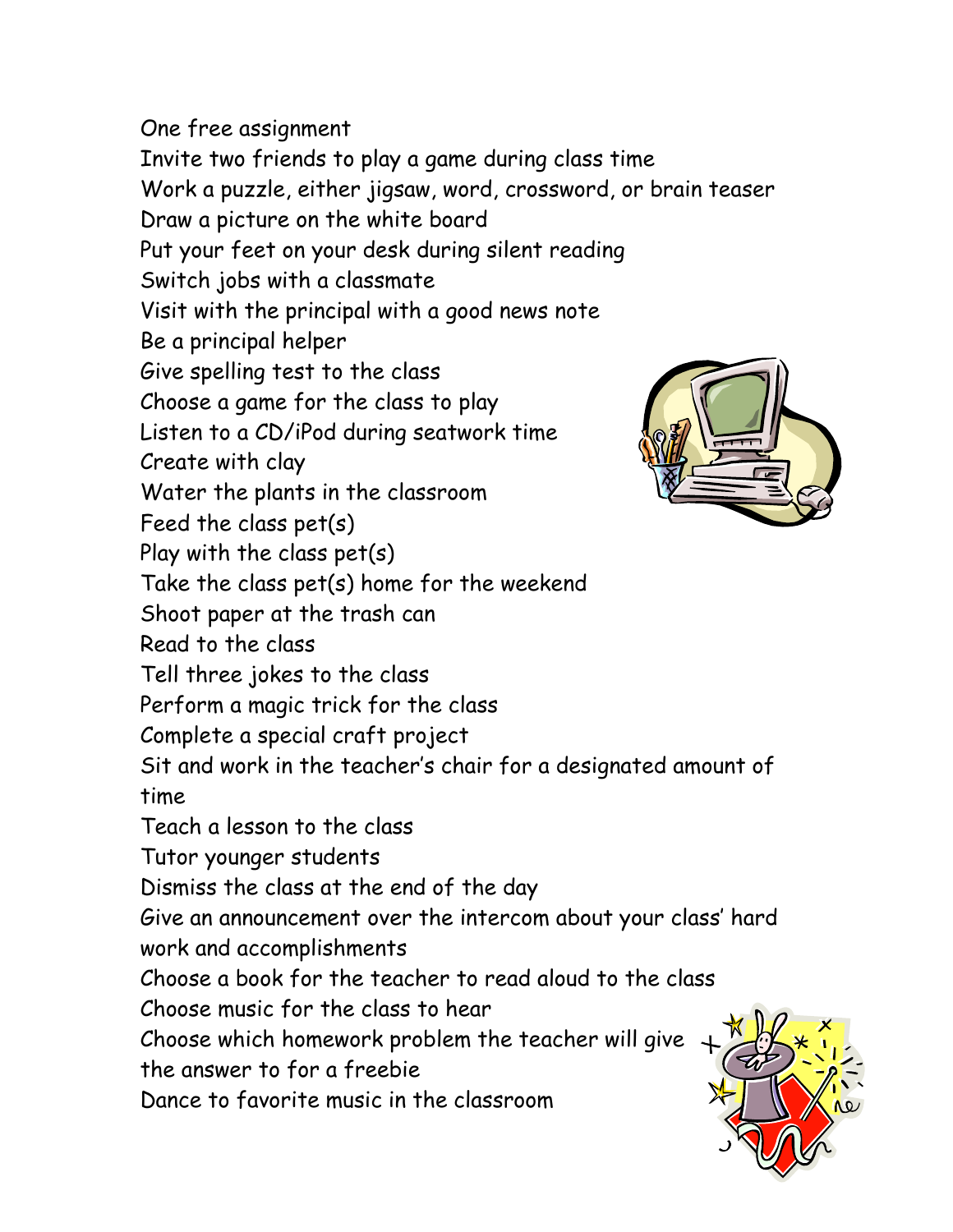One free assignment
Invite two friends to play a game during class time
Work a puzzle, either jigsaw, word, crossword, or brain teaser
Draw a picture on the white board
Put your feet on your desk during silent reading
Switch jobs with a classmate
Visit with the principal with a good news note
Be a principal helper
Give spelling test to the class
Choose a game for the class to play
Listen to a CD/iPod during seatwork time
Create with clay
Water the plants in the classroom
Feed the class pet(s)
Play with the class pet(s)
Take the class pet(s) home for the weekend
Shoot paper at the trash can
Read to the class
Tell three jokes to the class
Perform a magic trick for the class
Complete a special craft project
Sit and work in the teacher's chair for a designated amount of time
Teach a lesson to the class
Tutor younger students
Dismiss the class at the end of the day
Give an announcement over the intercom about your class' hard work and accomplishments
Choose a book for the teacher to read aloud to the class
Choose music for the class to hear
Choose which homework problem the teacher will give the answer to for a freebie
Dance to favorite music in the classroom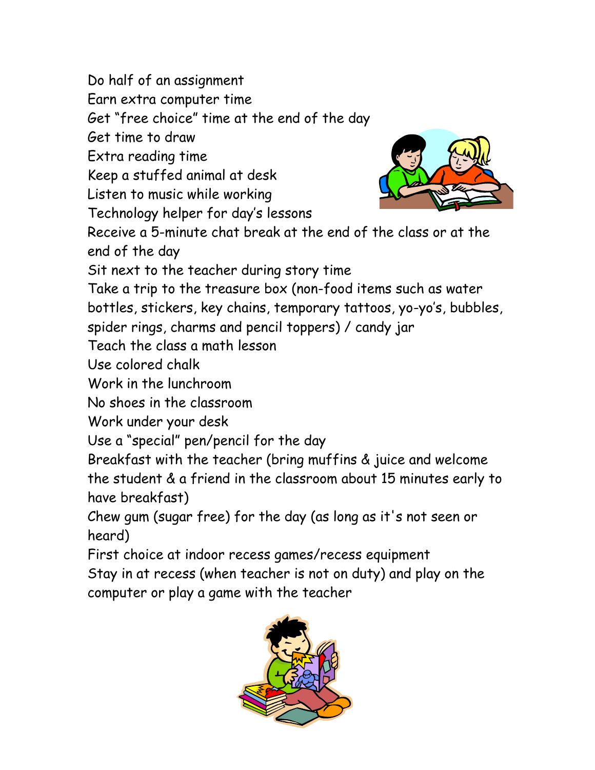Do half of an assignment
Earn extra computer time
Get "free choice" time at the end of the day
Get time to draw
Extra reading time
Keep a stuffed animal at desk
Listen to music while working
Technology helper for day's lessons
Receive a 5-minute chat break at the end of the class or at the end of the day
Sit next to the teacher during story time
Take a trip to the treasure box (non-food items such as water bottles, stickers, key chains, temporary tattoos, yo-yo's, bubbles, spider rings, charms and pencil toppers) / candy jar
Teach the class a math lesson
Use colored chalk
Work in the lunchroom
No shoes in the classroom
Work under your desk
Use a "special" pen/pencil for the day
Breakfast with the teacher (bring muffins & juice and welcome the student & a friend in the classroom about 15 minutes early to have breakfast)
Chew gum (sugar free) for the day (as long as it's not seen or heard)
First choice at indoor recess games/recess equipment
Stay in at recess (when teacher is not on duty) and play on the computer or play a game with the teacher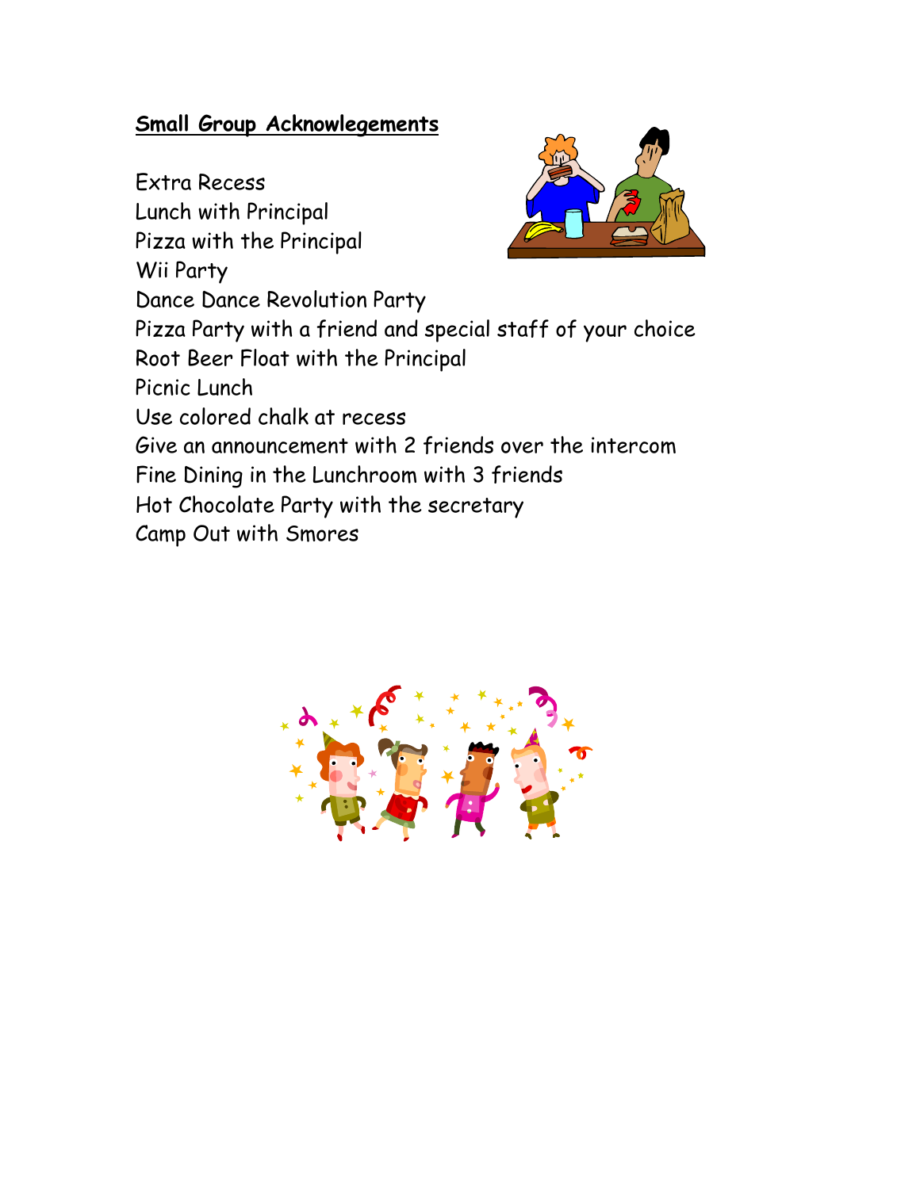**Small Group Acknowlegements**

Extra Recess
Lunch with Principal
Pizza with the Principal
Wii Party
Dance Dance Revolution Party
Pizza Party with a friend and special staff of your choice
Root Beer Float with the Principal
Picnic Lunch
Use colored chalk at recess
Give an announcement with 2 friends over the intercom
Fine Dining in the Lunchroom with 3 friends
Hot Chocolate Party with the secretary
Camp Out with Smores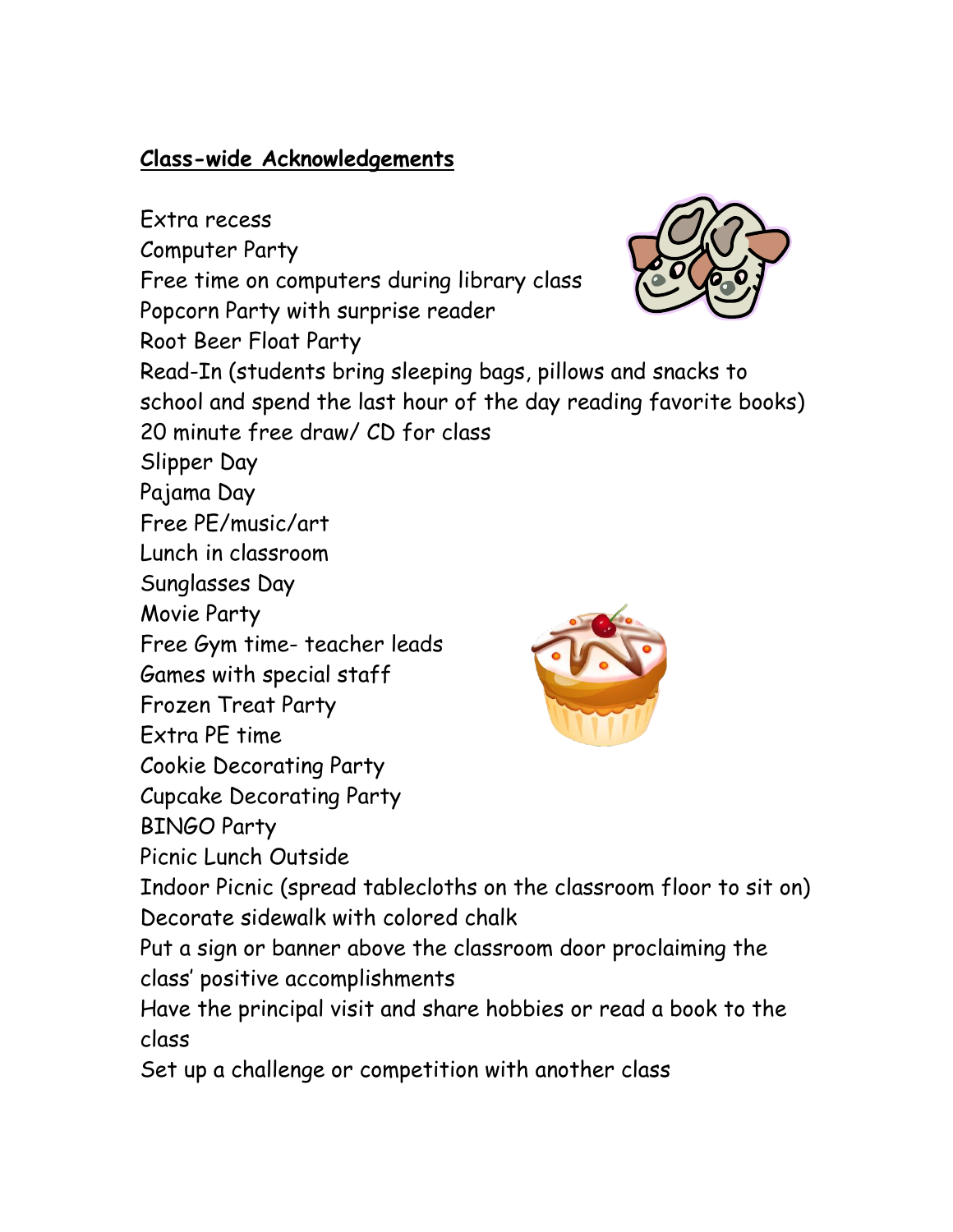## Class-wide Acknowledgements

Extra recess  
Computer Party  
Free time on computers during library class  
Popcorn Party with surprise reader  
Root Beer Float Party  
Read-In (students bring sleeping bags, pillows and snacks to school and spend the last hour of the day reading favorite books)  
20 minute free draw/ CD for class  
Slipper Day  
Pajama Day  
Free PE/music/art  
Lunch in classroom  
Sunglasses Day  
Movie Party  
Free Gym time- teacher leads  
Games with special staff  
Frozen Treat Party  
Extra PE time  
Cookie Decorating Party  
Cupcake Decorating Party  
BINGO Party  
Picnic Lunch Outside  
Indoor Picnic (spread tablecloths on the classroom floor to sit on)  
Decorate sidewalk with colored chalk  
Put a sign or banner above the classroom door proclaiming the class' positive accomplishments  
Have the principal visit and share hobbies or read a book to the class  
Set up a challenge or competition with another class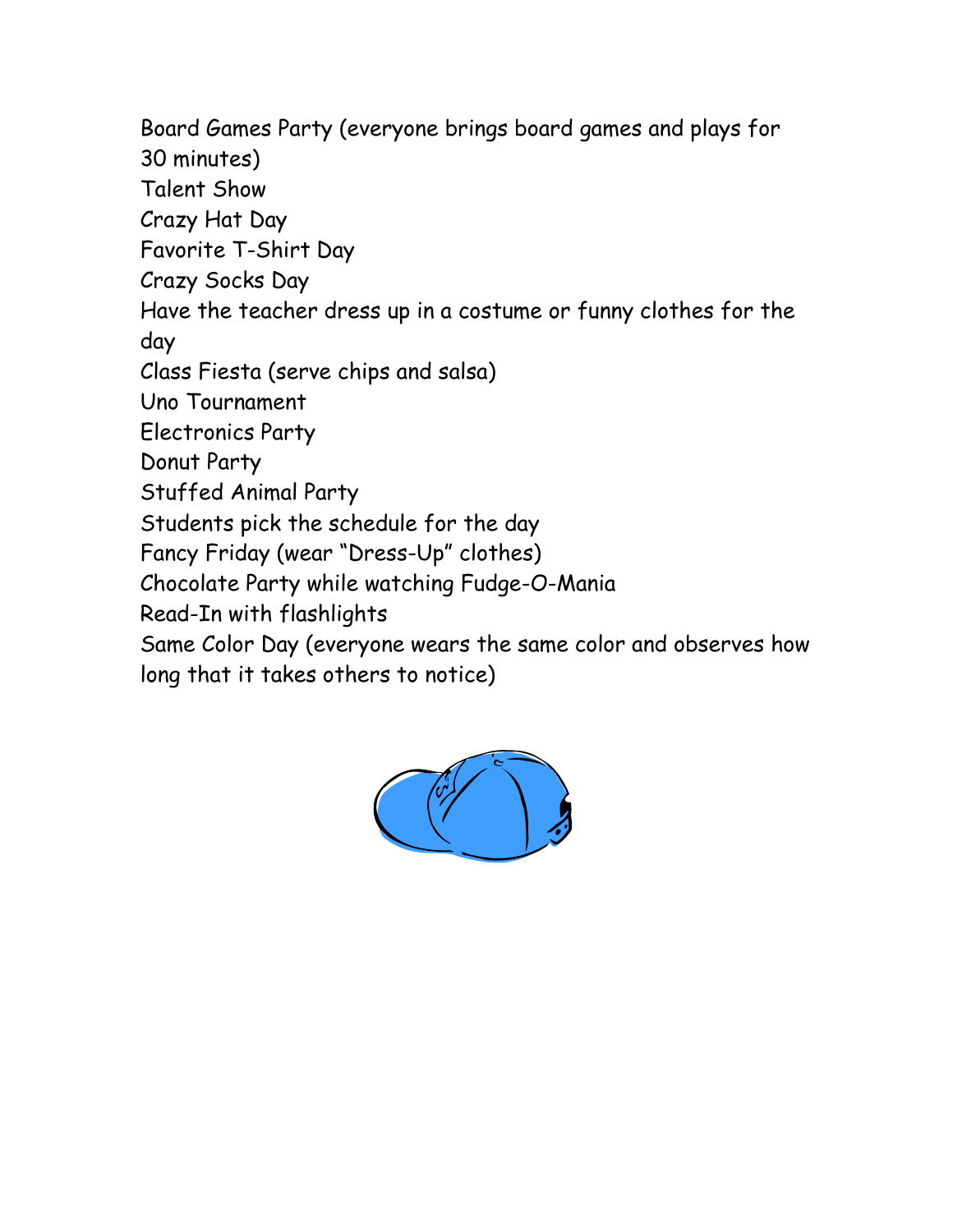Board Games Party (everyone brings board games and plays for 30 minutes)
Talent Show
Crazy Hat Day
Favorite T-Shirt Day
Crazy Socks Day
Have the teacher dress up in a costume or funny clothes for the day
Class Fiesta (serve chips and salsa)
Uno Tournament
Electronics Party
Donut Party
Stuffed Animal Party
Students pick the schedule for the day
Fancy Friday (wear "Dress-Up" clothes)
Chocolate Party while watching Fudge-O-Mania
Read-In with flashlights
Same Color Day (everyone wears the same color and observes how long that it takes others to notice)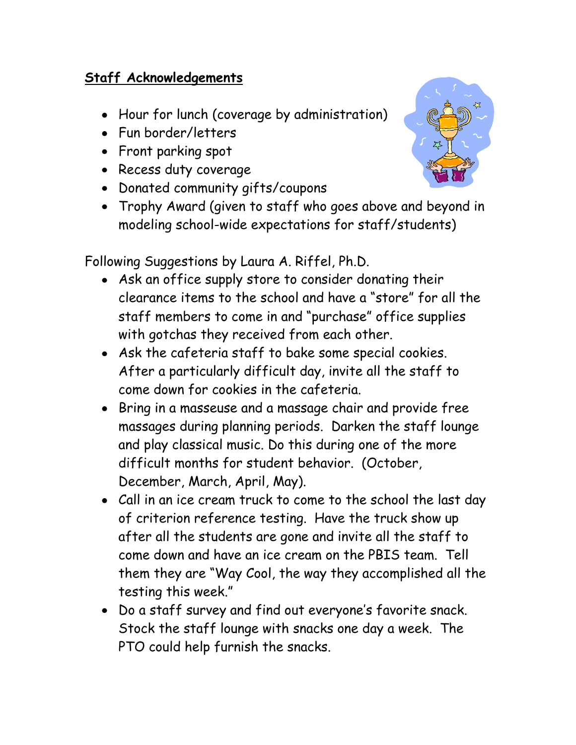**Staff Acknowledgements**

- Hour for lunch (coverage by administration)
- Fun border/letters
- Front parking spot
- Recess duty coverage
- Donated community gifts/coupons
- Trophy Award (given to staff who goes above and beyond in modeling school-wide expectations for staff/students)

Following Suggestions by Laura A. Riffel, Ph.D.

- Ask an office supply store to consider donating their clearance items to the school and have a "store" for all the staff members to come in and "purchase" office supplies with gotchas they received from each other.
- Ask the cafeteria staff to bake some special cookies. After a particularly difficult day, invite all the staff to come down for cookies in the cafeteria.
- Bring in a masseuse and a massage chair and provide free massages during planning periods. Darken the staff lounge and play classical music. Do this during one of the more difficult months for student behavior. (October, December, March, April, May).
- Call in an ice cream truck to come to the school the last day of criterion reference testing. Have the truck show up after all the students are gone and invite all the staff to come down and have an ice cream on the PBIS team. Tell them they are "Way Cool, the way they accomplished all the testing this week."
- Do a staff survey and find out everyone's favorite snack. Stock the staff lounge with snacks one day a week. The PTO could help furnish the snacks.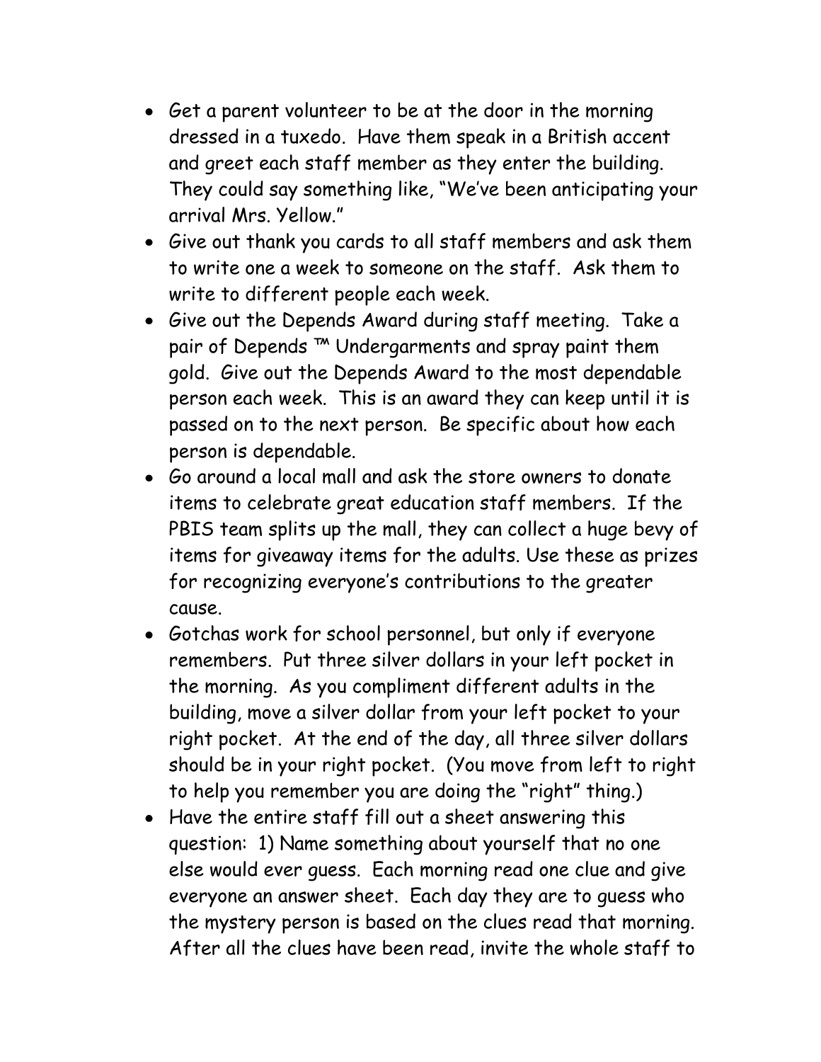- Get a parent volunteer to be at the door in the morning dressed in a tuxedo. Have them speak in a British accent and greet each staff member as they enter the building. They could say something like, "We've been anticipating your arrival Mrs. Yellow."
- Give out thank you cards to all staff members and ask them to write one a week to someone on the staff. Ask them to write to different people each week.
- Give out the Depends Award during staff meeting. Take a pair of Depends ™ Undergarments and spray paint them gold. Give out the Depends Award to the most dependable person each week. This is an award they can keep until it is passed on to the next person. Be specific about how each person is dependable.
- Go around a local mall and ask the store owners to donate items to celebrate great education staff members. If the PBIS team splits up the mall, they can collect a huge bevy of items for giveaway items for the adults. Use these as prizes for recognizing everyone's contributions to the greater cause.
- Gotchas work for school personnel, but only if everyone remembers. Put three silver dollars in your left pocket in the morning. As you compliment different adults in the building, move a silver dollar from your left pocket to your right pocket. At the end of the day, all three silver dollars should be in your right pocket. (You move from left to right to help you remember you are doing the "right" thing.)
- Have the entire staff fill out a sheet answering this question: 1) Name something about yourself that no one else would ever guess. Each morning read one clue and give everyone an answer sheet. Each day they are to guess who the mystery person is based on the clues read that morning. After all the clues have been read, invite the whole staff to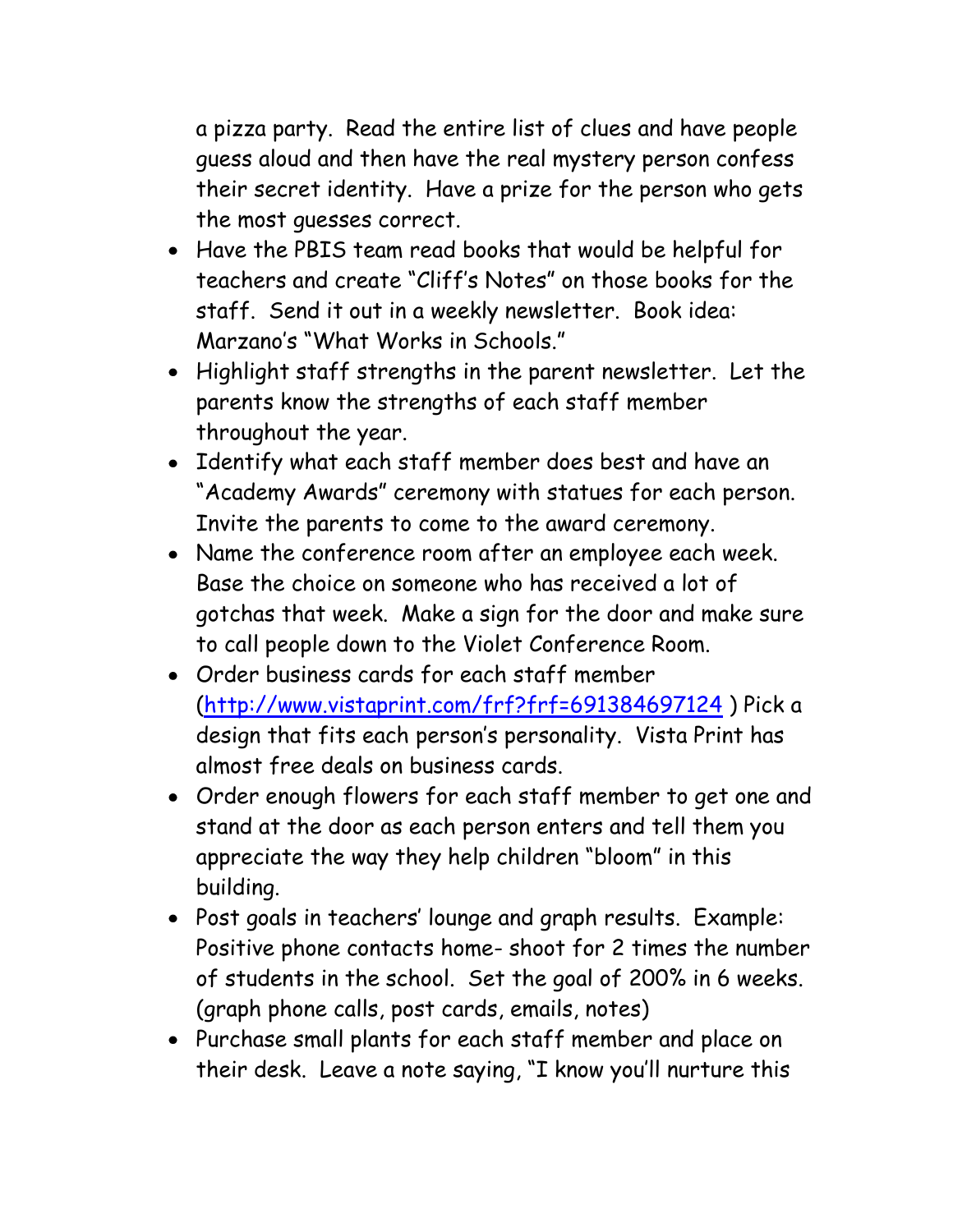a pizza party. Read the entire list of clues and have people guess aloud and then have the real mystery person confess their secret identity. Have a prize for the person who gets the most guesses correct.

- Have the PBIS team read books that would be helpful for teachers and create "Cliff's Notes" on those books for the staff. Send it out in a weekly newsletter. Book idea: Marzano's "What Works in Schools."
- Highlight staff strengths in the parent newsletter. Let the parents know the strengths of each staff member throughout the year.
- Identify what each staff member does best and have an "Academy Awards" ceremony with statues for each person. Invite the parents to come to the award ceremony.
- Name the conference room after an employee each week. Base the choice on someone who has received a lot of gotchas that week. Make a sign for the door and make sure to call people down to the Violet Conference Room.
- Order business cards for each staff member ([http://www.vistaprint.com/frf?frf=691384697124](http://www.vistaprint.com/frf?frf=691384697124) ) Pick a design that fits each person's personality. Vista Print has almost free deals on business cards.
- Order enough flowers for each staff member to get one and stand at the door as each person enters and tell them you appreciate the way they help children "bloom" in this building.
- Post goals in teachers' lounge and graph results. Example: Positive phone contacts home- shoot for 2 times the number of students in the school. Set the goal of 200% in 6 weeks. (graph phone calls, post cards, emails, notes)
- Purchase small plants for each staff member and place on their desk. Leave a note saying, "I know you'll nurture this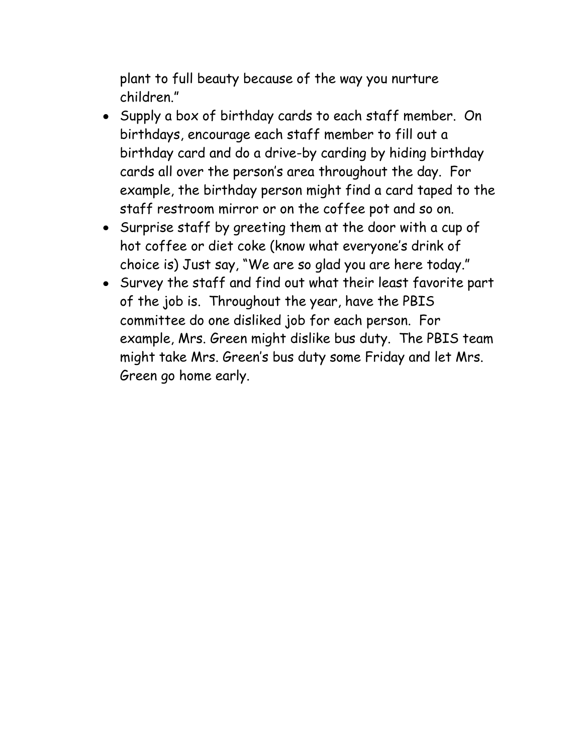plant to full beauty because of the way you nurture children."

- Supply a box of birthday cards to each staff member. On birthdays, encourage each staff member to fill out a birthday card and do a drive-by carding by hiding birthday cards all over the person's area throughout the day. For example, the birthday person might find a card taped to the staff restroom mirror or on the coffee pot and so on.
- Surprise staff by greeting them at the door with a cup of hot coffee or diet coke (know what everyone's drink of choice is) Just say, "We are so glad you are here today."
- Survey the staff and find out what their least favorite part of the job is. Throughout the year, have the PBIS committee do one disliked job for each person. For example, Mrs. Green might dislike bus duty. The PBIS team might take Mrs. Green's bus duty some Friday and let Mrs. Green go home early.